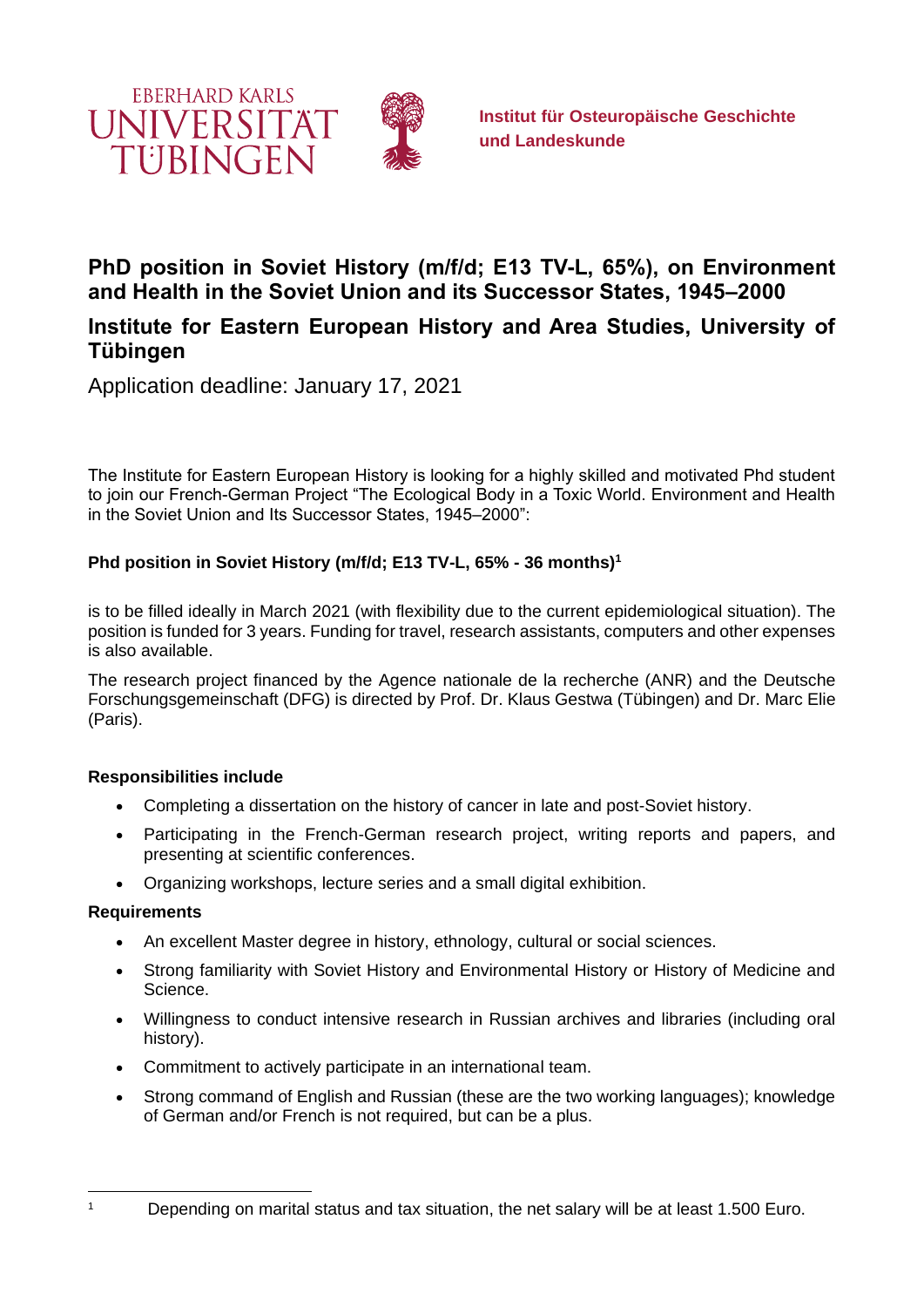EBERHARD KARLS UNIVERSITÄT TÜBINGEN

**Institut für Osteuropäische Geschichte und Landeskunde**

# PhD position in Soviet History (m/f/d; E13 TV-L, 65%), on Environment and Health in the Soviet Union and its Successor States, 1945–2000

## Institute for Eastern European History and Area Studies, University of Tübingen

Application deadline: January 17, 2021

The Institute for Eastern European History is looking for a highly skilled and motivated Phd student to join our French-German Project "The Ecological Body in a Toxic World. Environment and Health in the Soviet Union and Its Successor States, 1945–2000":

**Phd position in Soviet History (m/f/d; E13 TV-L, 65% - 36 months)[1]**

is to be filled ideally in March 2021 (with flexibility due to the current epidemiological situation). The position is funded for 3 years. Funding for travel, research assistants, computers and other expenses is also available.

The research project financed by the Agence nationale de la recherche (ANR) and the Deutsche Forschungsgemeinschaft (DFG) is directed by Prof. Dr. Klaus Gestwa (Tübingen) and Dr. Marc Elie (Paris).

**Responsibilities include**

- Completing a dissertation on the history of cancer in late and post-Soviet history.
- Participating in the French-German research project, writing reports and papers, and presenting at scientific conferences.
- Organizing workshops, lecture series and a small digital exhibition.

**Requirements**

- An excellent Master degree in history, ethnology, cultural or social sciences.
- Strong familiarity with Soviet History and Environmental History or History of Medicine and Science.
- Willingness to conduct intensive research in Russian archives and libraries (including oral history).
- Commitment to actively participate in an international team.
- Strong command of English and Russian (these are the two working languages); knowledge of German and/or French is not required, but can be a plus.

[1] Depending on marital status and tax situation, the net salary will be at least 1.500 Euro.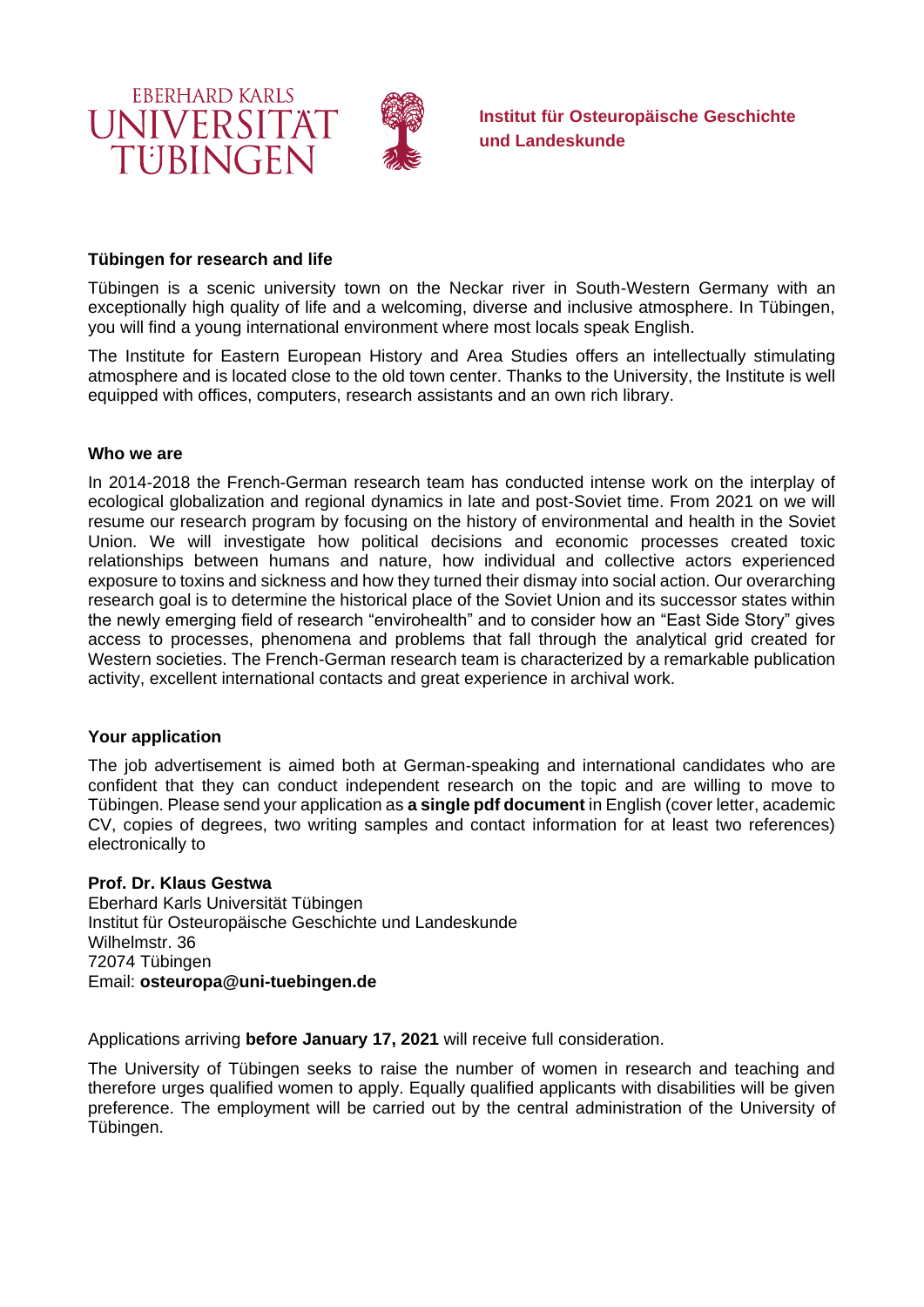EBERHARD KARLS
UNIVERSITÄT
TÜBINGEN

**Institut für Osteuropäische Geschichte und Landeskunde**

### Tübingen for research and life

Tübingen is a scenic university town on the Neckar river in South-Western Germany with an exceptionally high quality of life and a welcoming, diverse and inclusive atmosphere. In Tübingen, you will find a young international environment where most locals speak English.

The Institute for Eastern European History and Area Studies offers an intellectually stimulating atmosphere and is located close to the old town center. Thanks to the University, the Institute is well equipped with offices, computers, research assistants and an own rich library.

### Who we are

In 2014-2018 the French-German research team has conducted intense work on the interplay of ecological globalization and regional dynamics in late and post-Soviet time. From 2021 on we will resume our research program by focusing on the history of environmental and health in the Soviet Union. We will investigate how political decisions and economic processes created toxic relationships between humans and nature, how individual and collective actors experienced exposure to toxins and sickness and how they turned their dismay into social action. Our overarching research goal is to determine the historical place of the Soviet Union and its successor states within the newly emerging field of research "envirohealth" and to consider how an "East Side Story" gives access to processes, phenomena and problems that fall through the analytical grid created for Western societies. The French-German research team is characterized by a remarkable publication activity, excellent international contacts and great experience in archival work.

### Your application

The job advertisement is aimed both at German-speaking and international candidates who are confident that they can conduct independent research on the topic and are willing to move to Tübingen. Please send your application as **a single pdf document** in English (cover letter, academic CV, copies of degrees, two writing samples and contact information for at least two references) electronically to

**Prof. Dr. Klaus Gestwa**
Eberhard Karls Universität Tübingen
Institut für Osteuropäische Geschichte und Landeskunde
Wilhelmstr. 36
72074 Tübingen
Email: **osteuropa@uni-tuebingen.de**

Applications arriving **before January 17, 2021** will receive full consideration.

The University of Tübingen seeks to raise the number of women in research and teaching and therefore urges qualified women to apply. Equally qualified applicants with disabilities will be given preference. The employment will be carried out by the central administration of the University of Tübingen.